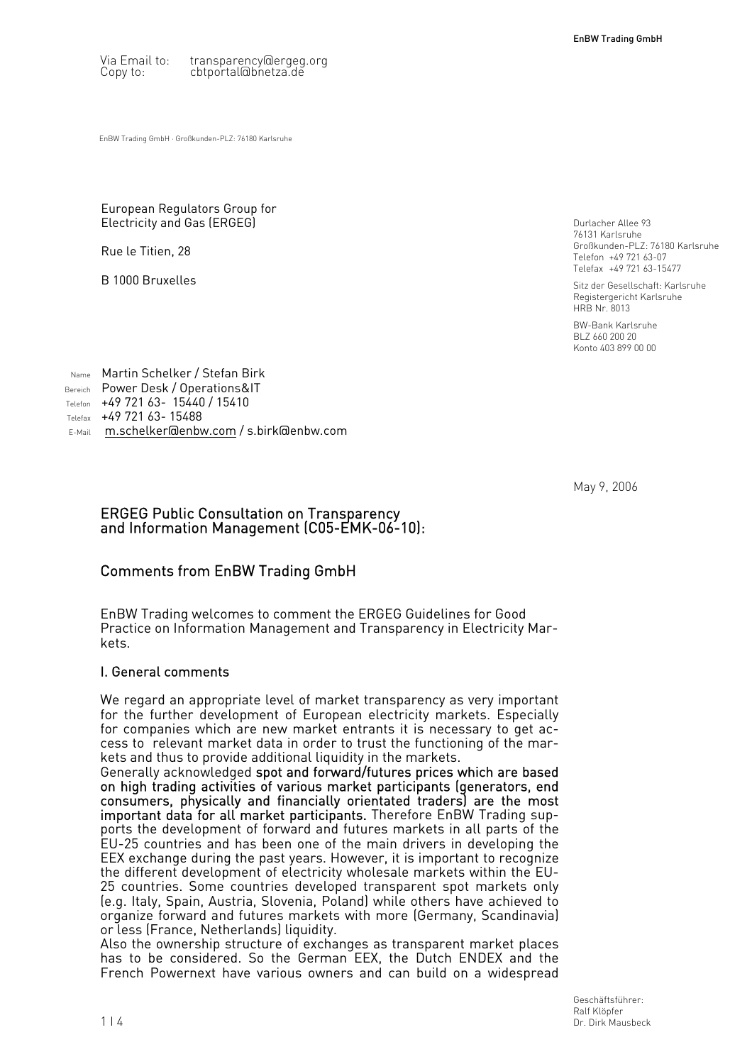Via Email to: transparency@ergeg.org
Copy to: cbtportal@bnetza.de

EnBW Trading GmbH · Großkunden-PLZ: 76180 Karlsruhe

European Regulators Group for
Electricity and Gas (ERGEG)

Rue le Titien, 28

B 1000 Bruxelles

Durlacher Allee 93
76131 Karlsruhe
Großkunden-PLZ: 76180 Karlsruhe
Telefon +49 721 63-07
Telefax +49 721 63-15477

Sitz der Gesellschaft: Karlsruhe
Registergericht Karlsruhe
HRB Nr. 8013

BW-Bank Karlsruhe
BLZ 660 200 20
Konto 403 899 00 00

Name Martin Schelker / Stefan Birk
Bereich Power Desk / Operations&IT
Telefon +49 721 63- 15440 / 15410
Telefax +49 721 63- 15488
E-Mail m.schelker@enbw.com / s.birk@enbw.com

May 9, 2006

## ERGEG Public Consultation on Transparency and Information Management (C05-EMK-06-10):

## Comments from EnBW Trading GmbH

EnBW Trading welcomes to comment the ERGEG Guidelines for Good Practice on Information Management and Transparency in Electricity Markets.

### I. General comments

We regard an appropriate level of market transparency as very important for the further development of European electricity markets. Especially for companies which are new market entrants it is necessary to get access to relevant market data in order to trust the functioning of the markets and thus to provide additional liquidity in the markets.

Generally acknowledged **spot and forward/futures prices which are based on high trading activities of various market participants (generators, end consumers, physically and financially orientated traders) are the most important data for all market participants.** Therefore EnBW Trading supports the development of forward and futures markets in all parts of the EU-25 countries and has been one of the main drivers in developing the EEX exchange during the past years. However, it is important to recognize the different development of electricity wholesale markets within the EU-25 countries. Some countries developed transparent spot markets only (e.g. Italy, Spain, Austria, Slovenia, Poland) while others have achieved to organize forward and futures markets with more (Germany, Scandinavia) or less (France, Netherlands) liquidity.

Also the ownership structure of exchanges as transparent market places has to be considered. So the German EEX, the Dutch ENDEX and the French Powernext have various owners and can build on a widespread

Geschäftsführer:
Ralf Klöpfer
Dr. Dirk Mausbeck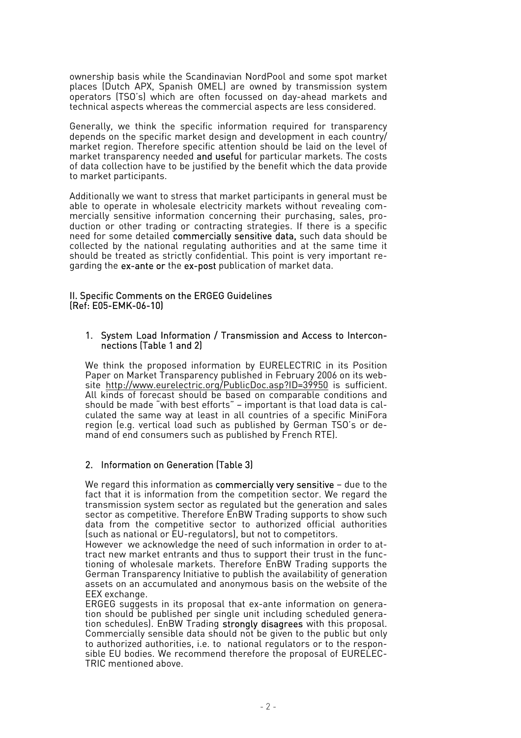ownership basis while the Scandinavian NordPool and some spot market places (Dutch APX, Spanish OMEL) are owned by transmission system operators (TSO's) which are often focussed on day-ahead markets and technical aspects whereas the commercial aspects are less considered.

Generally, we think the specific information required for transparency depends on the specific market design and development in each country/ market region. Therefore specific attention should be laid on the level of market transparency needed **and useful** for particular markets. The costs of data collection have to be justified by the benefit which the data provide to market participants.

Additionally we want to stress that market participants in general must be able to operate in wholesale electricity markets without revealing commercially sensitive information concerning their purchasing, sales, production or other trading or contracting strategies. If there is a specific need for some detailed **commercially sensitive data,** such data should be collected by the national regulating authorities and at the same time it should be treated as strictly confidential. This point is very important regarding the **ex-ante or** the **ex-post** publication of market data.

## II. Specific Comments on the ERGEG Guidelines (Ref: E05-EMK-06-10)

### 1. System Load Information / Transmission and Access to Interconnections (Table 1 and 2)

We think the proposed information by EURELECTRIC in its Position Paper on Market Transparency published in February 2006 on its website http://www.eurelectric.org/PublicDoc.asp?ID=39950 is sufficient. All kinds of forecast should be based on comparable conditions and should be made "with best efforts" – important is that load data is calculated the same way at least in all countries of a specific MiniFora region (e.g. vertical load such as published by German TSO's or demand of end consumers such as published by French RTE).

### 2. Information on Generation (Table 3)

We regard this information as **commercially very sensitive** – due to the fact that it is information from the competition sector. We regard the transmission system sector as regulated but the generation and sales sector as competitive. Therefore EnBW Trading supports to show such data from the competitive sector to authorized official authorities (such as national or EU-regulators), but not to competitors.

However we acknowledge the need of such information in order to attract new market entrants and thus to support their trust in the functioning of wholesale markets. Therefore EnBW Trading supports the German Transparency Initiative to publish the availability of generation assets on an accumulated and anonymous basis on the website of the EEX exchange.

ERGEG suggests in its proposal that ex-ante information on generation should be published per single unit including scheduled generation schedules). EnBW Trading **strongly disagrees** with this proposal. Commercially sensible data should not be given to the public but only to authorized authorities, i.e. to national regulators or to the responsible EU bodies. We recommend therefore the proposal of EURELECTRIC mentioned above.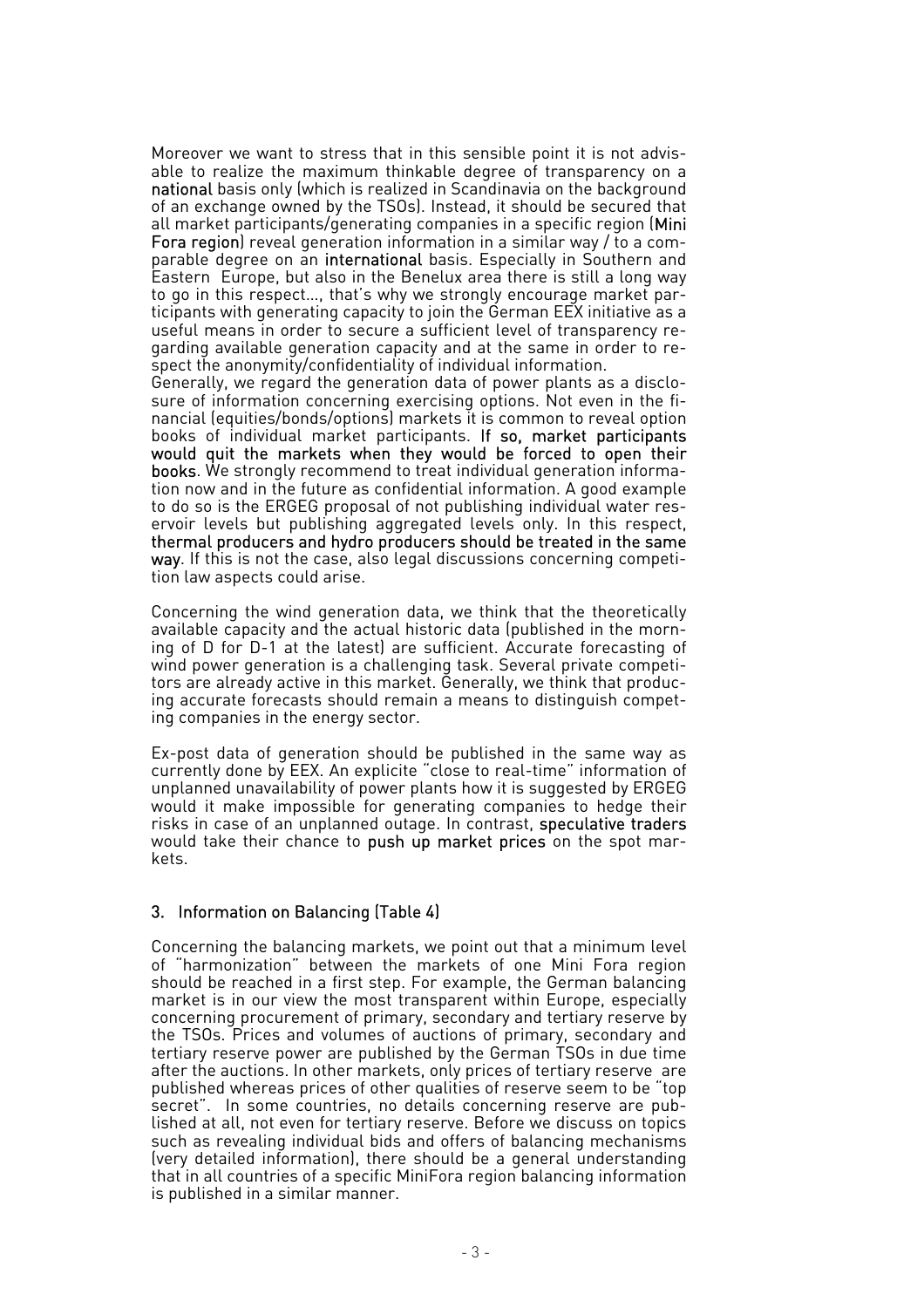Moreover we want to stress that in this sensible point it is not advisable to realize the maximum thinkable degree of transparency on a **national** basis only (which is realized in Scandinavia on the background of an exchange owned by the TSOs). Instead, it should be secured that all market participants/generating companies in a specific region (**Mini Fora region**) reveal generation information in a similar way / to a comparable degree on an **international** basis. Especially in Southern and Eastern Europe, but also in the Benelux area there is still a long way to go in this respect…, that's why we strongly encourage market participants with generating capacity to join the German EEX initiative as a useful means in order to secure a sufficient level of transparency regarding available generation capacity and at the same in order to respect the anonymity/confidentiality of individual information.
Generally, we regard the generation data of power plants as a disclosure of information concerning exercising options. Not even in the financial (equities/bonds/options) markets it is common to reveal option books of individual market participants. **If so, market participants would quit the markets when they would be forced to open their books**. We strongly recommend to treat individual generation information now and in the future as confidential information. A good example to do so is the ERGEG proposal of not publishing individual water reservoir levels but publishing aggregated levels only. In this respect, **thermal producers and hydro producers should be treated in the same way**. If this is not the case, also legal discussions concerning competition law aspects could arise.

Concerning the wind generation data, we think that the theoretically available capacity and the actual historic data (published in the morning of D for D-1 at the latest) are sufficient. Accurate forecasting of wind power generation is a challenging task. Several private competitors are already active in this market. Generally, we think that producing accurate forecasts should remain a means to distinguish competing companies in the energy sector.

Ex-post data of generation should be published in the same way as currently done by EEX. An explicite "close to real-time" information of unplanned unavailability of power plants how it is suggested by ERGEG would it make impossible for generating companies to hedge their risks in case of an unplanned outage. In contrast, **speculative traders** would take their chance to **push up market prices** on the spot markets.

## 3. Information on Balancing (Table 4)

Concerning the balancing markets, we point out that a minimum level of "harmonization" between the markets of one Mini Fora region should be reached in a first step. For example, the German balancing market is in our view the most transparent within Europe, especially concerning procurement of primary, secondary and tertiary reserve by the TSOs. Prices and volumes of auctions of primary, secondary and tertiary reserve power are published by the German TSOs in due time after the auctions. In other markets, only prices of tertiary reserve are published whereas prices of other qualities of reserve seem to be "top secret". In some countries, no details concerning reserve are published at all, not even for tertiary reserve. Before we discuss on topics such as revealing individual bids and offers of balancing mechanisms (very detailed information), there should be a general understanding that in all countries of a specific MiniFora region balancing information is published in a similar manner.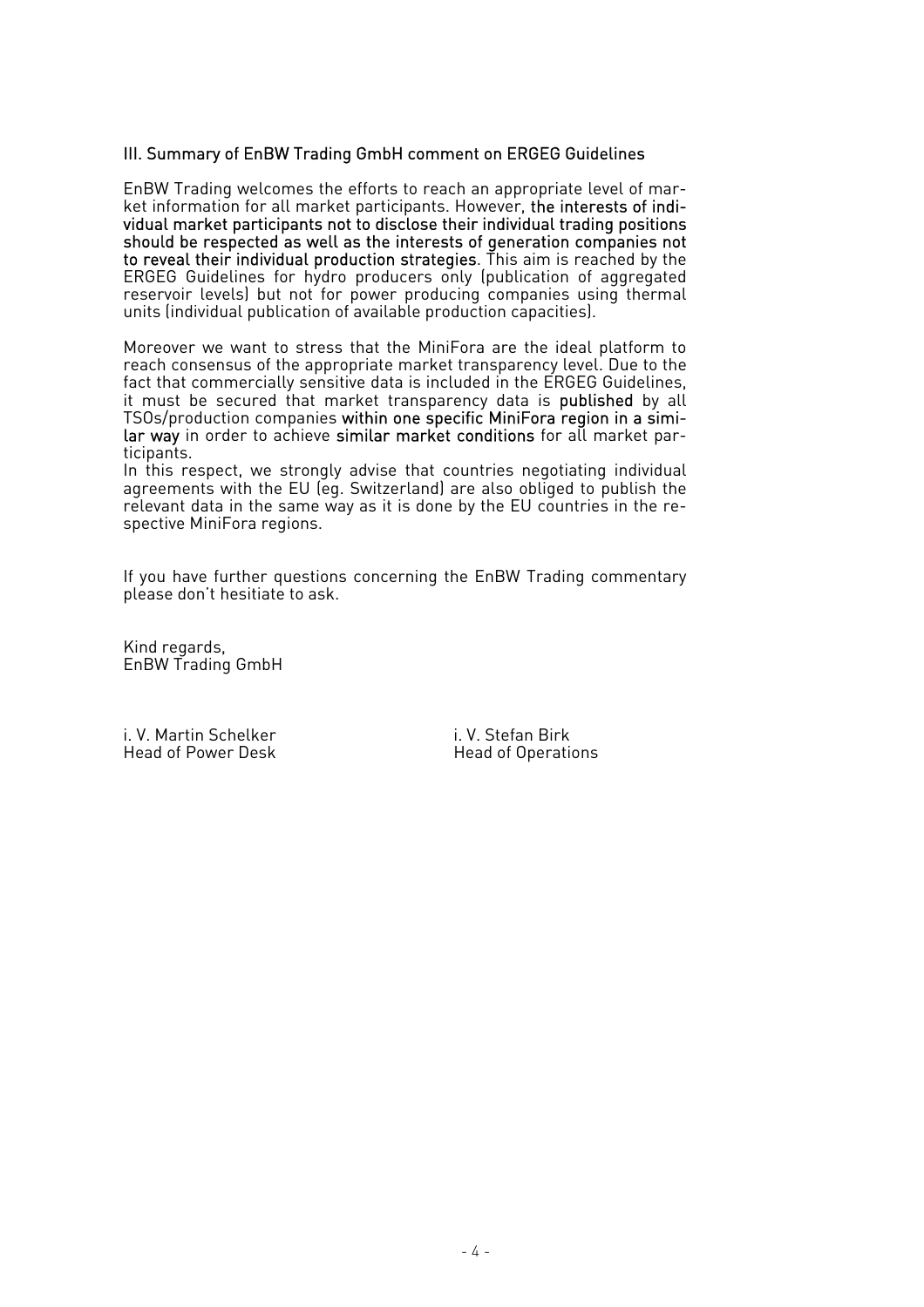### III. Summary of EnBW Trading GmbH comment on ERGEG Guidelines

EnBW Trading welcomes the efforts to reach an appropriate level of market information for all market participants. However, **the interests of individual market participants not to disclose their individual trading positions should be respected as well as the interests of generation companies not to reveal their individual production strategies**. This aim is reached by the ERGEG Guidelines for hydro producers only (publication of aggregated reservoir levels) but not for power producing companies using thermal units (individual publication of available production capacities).

Moreover we want to stress that the MiniFora are the ideal platform to reach consensus of the appropriate market transparency level. Due to the fact that commercially sensitive data is included in the ERGEG Guidelines, it must be secured that market transparency data is **published** by all TSOs/production companies **within one specific MiniFora region in a similar way** in order to achieve **similar market conditions** for all market participants.

In this respect, we strongly advise that countries negotiating individual agreements with the EU (eg. Switzerland) are also obliged to publish the relevant data in the same way as it is done by the EU countries in the respective MiniFora regions.

If you have further questions concerning the EnBW Trading commentary please don't hesitiate to ask.

Kind regards,
EnBW Trading GmbH

i. V. Martin Schelker
Head of Power Desk

i. V. Stefan Birk
Head of Operations